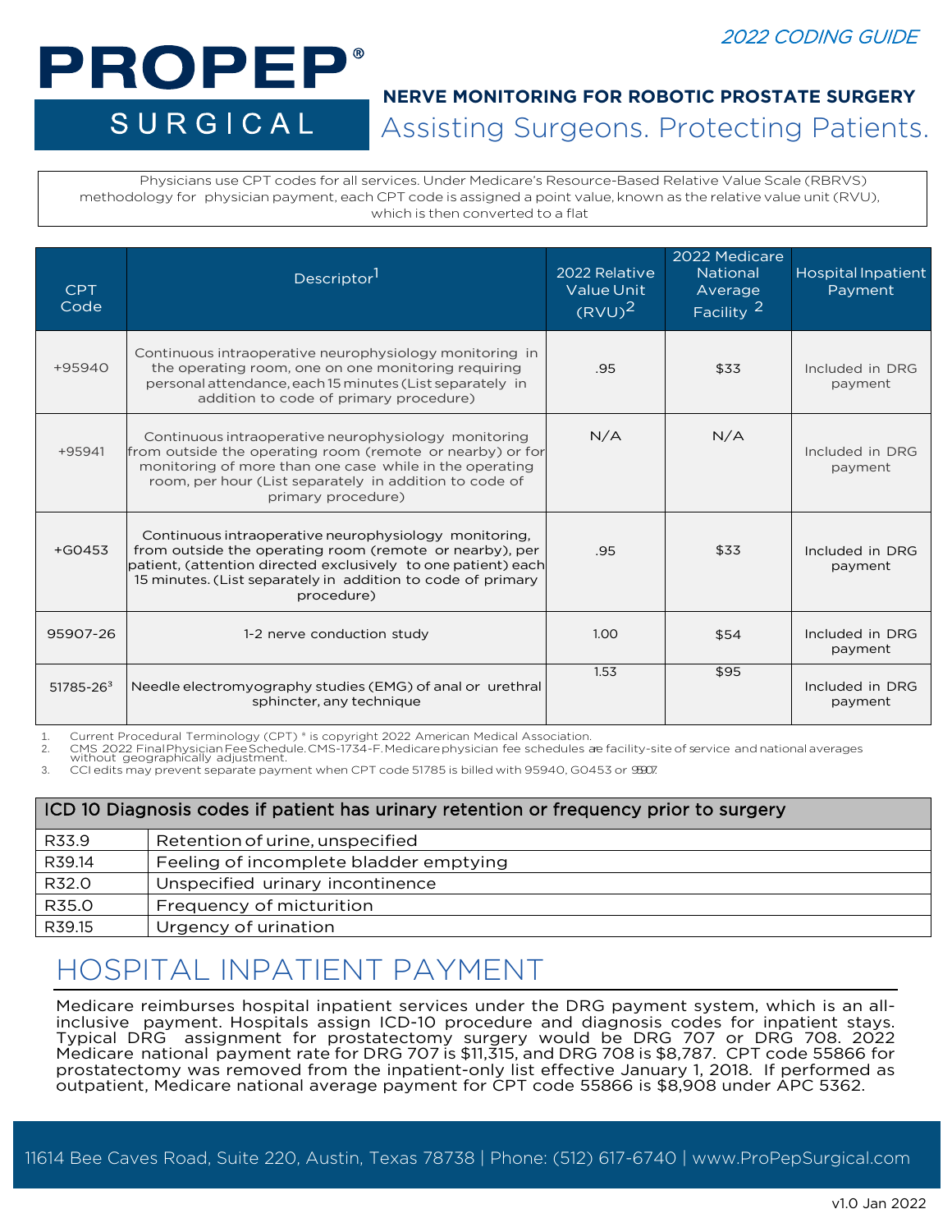*2022 CODING GUIDE*

# PROPEP® SURGICAL

## NERVE MONITORING FOR ROBOTIC PROSTATE SURGERY

Assisting Surgeons. Protecting Patients.

Physicians use CPT codes for all services. Under Medicare's Resource-Based Relative Value Scale (RBRVS) methodology for physician payment, each CPT code is assigned a point value, known as the relative value unit (RVU), which is then converted to a flat

| CPT Code | Descriptor[1] | 2022 Relative Value Unit (RVU)[2] | 2022 Medicare National Average Facility [2] | Hospital Inpatient Payment |
|---|---|---|---|---|
| +95940 | Continuous intraoperative neurophysiology monitoring in the operating room, one on one monitoring requiring personal attendance, each 15 minutes (List separately in addition to code of primary procedure) | .95 | $33 | Included in DRG payment |
| +95941 | Continuous intraoperative neurophysiology monitoring from outside the operating room (remote or nearby) or for monitoring of more than one case while in the operating room, per hour (List separately in addition to code of primary procedure) | N/A | N/A | Included in DRG payment |
| +G0453 | Continuous intraoperative neurophysiology monitoring, from outside the operating room (remote or nearby), per patient, (attention directed exclusively to one patient) each 15 minutes. (List separately in addition to code of primary procedure) | .95 | $33 | Included in DRG payment |
| 95907-26 | 1-2 nerve conduction study | 1.00 | $54 | Included in DRG payment |
| 51785-26[3] | Needle electromyography studies (EMG) of anal or urethral sphincter, any technique | 1.53 | $95 | Included in DRG payment |

1. Current Procedural Terminology (CPT) ® is copyright 2022 American Medical Association.
2. CMS 2022 Final Physician Fee Schedule. CMS-1734-F. Medicare physician fee schedules are facility-site of service and national averages without geographically adjustment.
3. CCI edits may prevent separate payment when CPT code 51785 is billed with 95940, G0453 or 95907.

| ICD 10 Diagnosis codes if patient has urinary retention or frequency prior to surgery | |
|---|---|
| R33.9 | Retention of urine, unspecified |
| R39.14 | Feeling of incomplete bladder emptying |
| R32.0 | Unspecified urinary incontinence |
| R35.0 | Frequency of micturition |
| R39.15 | Urgency of urination |

## HOSPITAL INPATIENT PAYMENT

Medicare reimburses hospital inpatient services under the DRG payment system, which is an all-inclusive payment. Hospitals assign ICD-10 procedure and diagnosis codes for inpatient stays. Typical DRG assignment for prostatectomy surgery would be DRG 707 or DRG 708. 2022 Medicare national payment rate for DRG 707 is $11,315, and DRG 708 is $8,787. CPT code 55866 for prostatectomy was removed from the inpatient-only list effective January 1, 2018. If performed as outpatient, Medicare national average payment for CPT code 55866 is $8,908 under APC 5362.

11614 Bee Caves Road, Suite 220, Austin, Texas 78738 | Phone: (512) 617-6740 | www.ProPepSurgical.com

v1.0 Jan 2022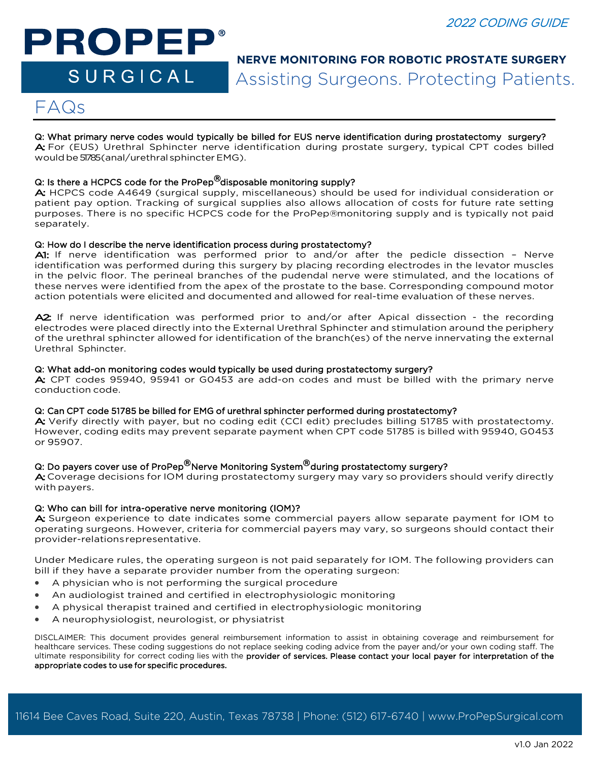2022 CODING GUIDE

# PROPEP® SURGICAL

## NERVE MONITORING FOR ROBOTIC PROSTATE SURGERY

Assisting Surgeons. Protecting Patients.

# FAQs

**Q: What primary nerve codes would typically be billed for EUS nerve identification during prostatectomy surgery?**
**A:** For (EUS) Urethral Sphincter nerve identification during prostate surgery, typical CPT codes billed would be 51785 (anal/urethral sphincter EMG).

**Q: Is there a HCPCS code for the ProPep® disposable monitoring supply?**
**A:** HCPCS code A4649 (surgical supply, miscellaneous) should be used for individual consideration or patient pay option. Tracking of surgical supplies also allows allocation of costs for future rate setting purposes. There is no specific HCPCS code for the ProPep® monitoring supply and is typically not paid separately.

**Q: How do I describe the nerve identification process during prostatectomy?**
**A1:** If nerve identification was performed prior to and/or after the pedicle dissection – Nerve identification was performed during this surgery by placing recording electrodes in the levator muscles in the pelvic floor. The perineal branches of the pudendal nerve were stimulated, and the locations of these nerves were identified from the apex of the prostate to the base. Corresponding compound motor action potentials were elicited and documented and allowed for real-time evaluation of these nerves.

**A2:** If nerve identification was performed prior to and/or after Apical dissection - the recording electrodes were placed directly into the External Urethral Sphincter and stimulation around the periphery of the urethral sphincter allowed for identification of the branch(es) of the nerve innervating the external Urethral Sphincter.

**Q: What add-on monitoring codes would typically be used during prostatectomy surgery?**
**A:** CPT codes 95940, 95941 or G0453 are add-on codes and must be billed with the primary nerve conduction code.

**Q: Can CPT code 51785 be billed for EMG of urethral sphincter performed during prostatectomy?**
**A:** Verify directly with payer, but no coding edit (CCI edit) precludes billing 51785 with prostatectomy. However, coding edits may prevent separate payment when CPT code 51785 is billed with 95940, G0453 or 95907.

**Q: Do payers cover use of ProPep® Nerve Monitoring System® during prostatectomy surgery?**
**A:** Coverage decisions for IOM during prostatectomy surgery may vary so providers should verify directly with payers.

**Q: Who can bill for intra-operative nerve monitoring (IOM)?**
**A:** Surgeon experience to date indicates some commercial payers allow separate payment for IOM to operating surgeons. However, criteria for commercial payers may vary, so surgeons should contact their provider-relations representative.

Under Medicare rules, the operating surgeon is not paid separately for IOM. The following providers can bill if they have a separate provider number from the operating surgeon:

- A physician who is not performing the surgical procedure
- An audiologist trained and certified in electrophysiologic monitoring
- A physical therapist trained and certified in electrophysiologic monitoring
- A neurophysiologist, neurologist, or physiatrist

DISCLAIMER: This document provides general reimbursement information to assist in obtaining coverage and reimbursement for healthcare services. These coding suggestions do not replace seeking coding advice from the payer and/or your own coding staff. The ultimate responsibility for correct coding lies with the **provider of services. Please contact your local payer for interpretation of the appropriate codes to use for specific procedures.**

11614 Bee Caves Road, Suite 220, Austin, Texas 78738 | Phone: (512) 617-6740 | www.ProPepSurgical.com

v1.0 Jan 2022